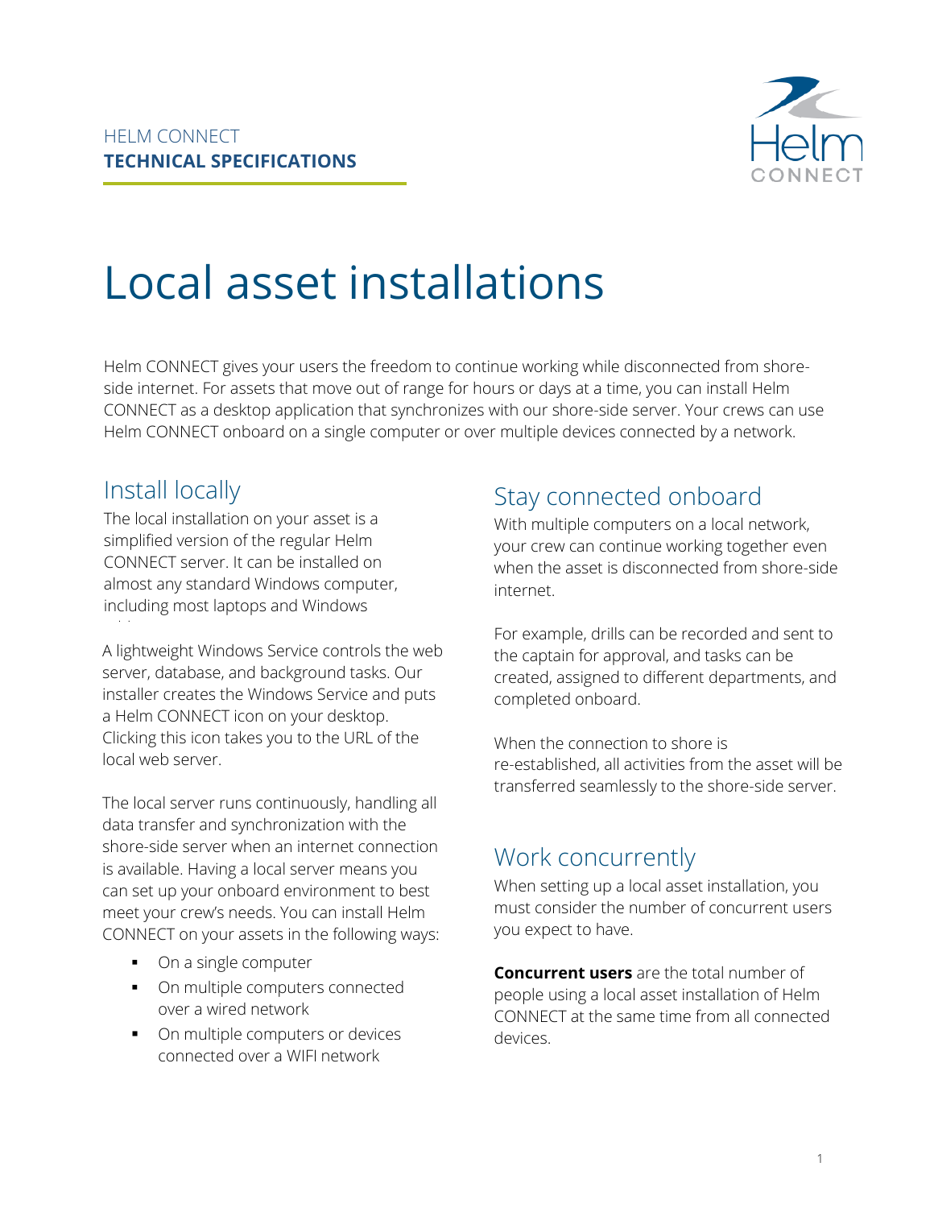HELM CONNECT
**TECHNICAL SPECIFICATIONS**

# Local asset installations

Helm CONNECT gives your users the freedom to continue working while disconnected from shore-side internet. For assets that move out of range for hours or days at a time, you can install Helm CONNECT as a desktop application that synchronizes with our shore-side server. Your crews can use Helm CONNECT onboard on a single computer or over multiple devices connected by a network.

## Install locally

The local installation on your asset is a simplified version of the regular Helm CONNECT server. It can be installed on almost any standard Windows computer, including most laptops and Windows

A lightweight Windows Service controls the web server, database, and background tasks. Our installer creates the Windows Service and puts a Helm CONNECT icon on your desktop. Clicking this icon takes you to the URL of the local web server.

The local server runs continuously, handling all data transfer and synchronization with the shore-side server when an internet connection is available. Having a local server means you can set up your onboard environment to best meet your crew's needs. You can install Helm CONNECT on your assets in the following ways:

- On a single computer
- On multiple computers connected over a wired network
- On multiple computers or devices connected over a WIFI network

## Stay connected onboard

With multiple computers on a local network, your crew can continue working together even when the asset is disconnected from shore-side internet.

For example, drills can be recorded and sent to the captain for approval, and tasks can be created, assigned to different departments, and completed onboard.

When the connection to shore is re-established, all activities from the asset will be transferred seamlessly to the shore-side server.

## Work concurrently

When setting up a local asset installation, you must consider the number of concurrent users you expect to have.

**Concurrent users** are the total number of people using a local asset installation of Helm CONNECT at the same time from all connected devices.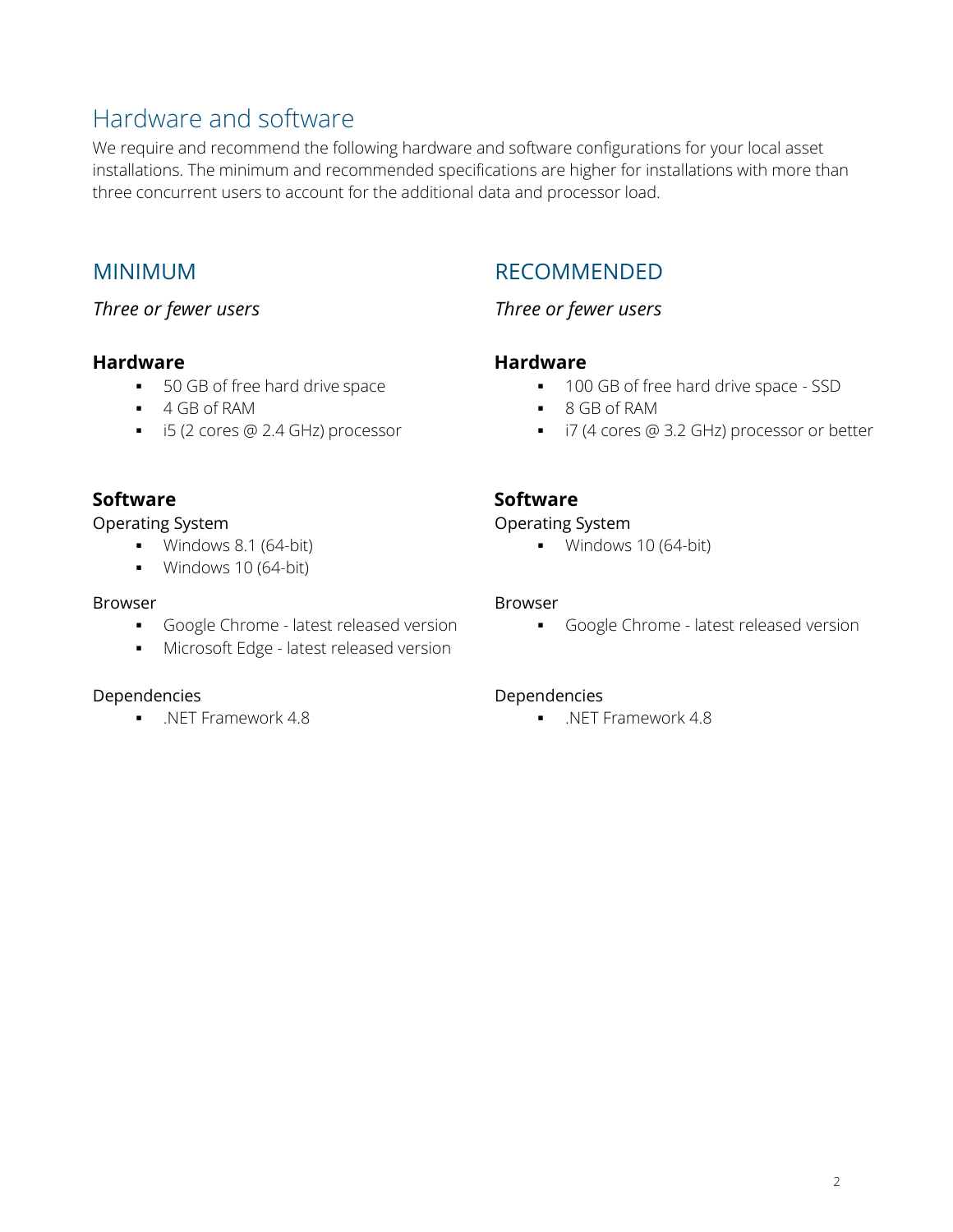# Hardware and software

We require and recommend the following hardware and software configurations for your local asset installations. The minimum and recommended specifications are higher for installations with more than three concurrent users to account for the additional data and processor load.

## MINIMUM

*Three or fewer users*

### Hardware

- 50 GB of free hard drive space
- 4 GB of RAM
- i5 (2 cores @ 2.4 GHz) processor

### Software

Operating System

- Windows 8.1 (64-bit)
- Windows 10 (64-bit)

Browser

- Google Chrome - latest released version
- Microsoft Edge - latest released version

Dependencies

- .NET Framework 4.8

## RECOMMENDED

*Three or fewer users*

### Hardware

- 100 GB of free hard drive space - SSD
- 8 GB of RAM
- i7 (4 cores @ 3.2 GHz) processor or better

### Software

Operating System

- Windows 10 (64-bit)

Browser

- Google Chrome - latest released version

Dependencies

- .NET Framework 4.8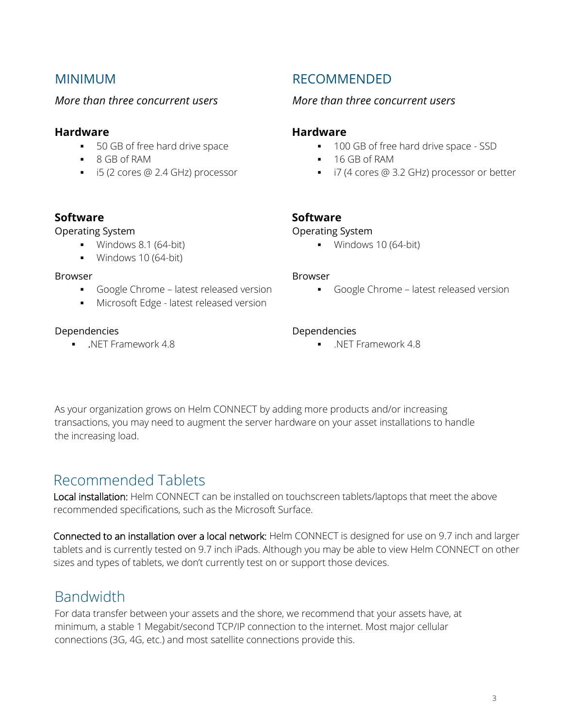## MINIMUM

*More than three concurrent users*

### Hardware

- 50 GB of free hard drive space
- 8 GB of RAM
- i5 (2 cores @ 2.4 GHz) processor

### Software

Operating System

- Windows 8.1 (64-bit)
- Windows 10 (64-bit)

Browser

- Google Chrome – latest released version
- Microsoft Edge - latest released version

Dependencies

- .NET Framework 4.8

## RECOMMENDED

*More than three concurrent users*

### Hardware

- 100 GB of free hard drive space - SSD
- 16 GB of RAM
- i7 (4 cores @ 3.2 GHz) processor or better

### Software

Operating System

- Windows 10 (64-bit)

Browser

- Google Chrome – latest released version

Dependencies

- .NET Framework 4.8

As your organization grows on Helm CONNECT by adding more products and/or increasing transactions, you may need to augment the server hardware on your asset installations to handle the increasing load.

## Recommended Tablets

Local installation: Helm CONNECT can be installed on touchscreen tablets/laptops that meet the above recommended specifications, such as the Microsoft Surface.

Connected to an installation over a local network: Helm CONNECT is designed for use on 9.7 inch and larger tablets and is currently tested on 9.7 inch iPads. Although you may be able to view Helm CONNECT on other sizes and types of tablets, we don't currently test on or support those devices.

## Bandwidth

For data transfer between your assets and the shore, we recommend that your assets have, at minimum, a stable 1 Megabit/second TCP/IP connection to the internet. Most major cellular connections (3G, 4G, etc.) and most satellite connections provide this.